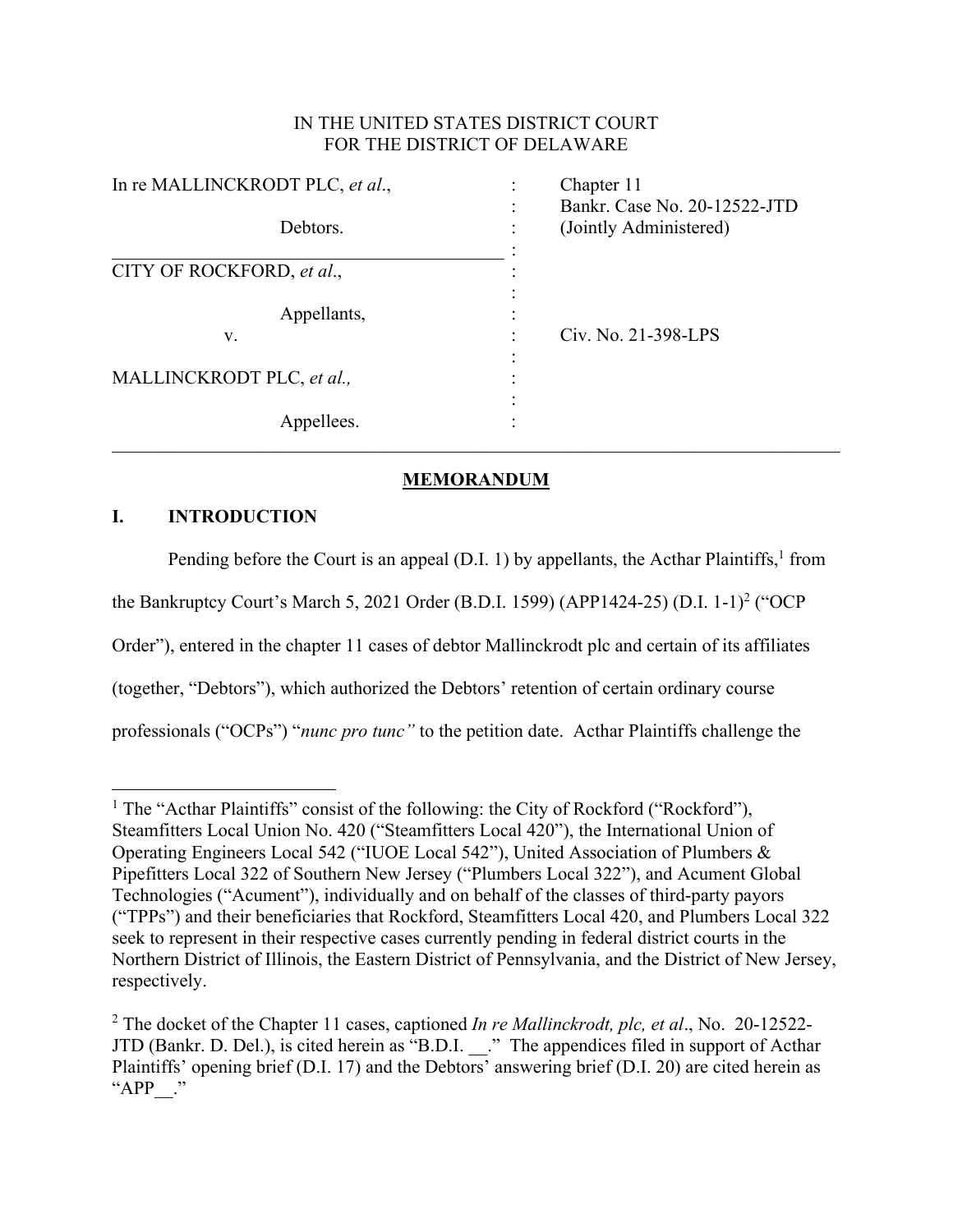IN THE UNITED STATES DISTRICT COURT
FOR THE DISTRICT OF DELAWARE

| | | |
|---|---|---|
| In re MALLINCKRODT PLC, *et al*., | : | Chapter 11 |
| | : | Bankr. Case No. 20-12522-JTD |
| Debtors. | : | (Jointly Administered) |
| | : | |
| CITY OF ROCKFORD, *et al*., | : | |
| | : | |
| Appellants, | : | |
| v. | : | Civ. No. 21-398-LPS |
| | : | |
| MALLINCKRODT PLC, *et al.,* | : | |
| | : | |
| Appellees. | : | |

## MEMORANDUM

### I. INTRODUCTION

Pending before the Court is an appeal (D.I. 1) by appellants, the Acthar Plaintiffs,[1] from the Bankruptcy Court's March 5, 2021 Order (B.D.I. 1599) (APP1424-25) (D.I. 1-1)[2] ("OCP Order"), entered in the chapter 11 cases of debtor Mallinckrodt plc and certain of its affiliates (together, "Debtors"), which authorized the Debtors' retention of certain ordinary course professionals ("OCPs") "*nunc pro tunc"* to the petition date. Acthar Plaintiffs challenge the

---

[1] The "Acthar Plaintiffs" consist of the following: the City of Rockford ("Rockford"), Steamfitters Local Union No. 420 ("Steamfitters Local 420"), the International Union of Operating Engineers Local 542 ("IUOE Local 542"), United Association of Plumbers & Pipefitters Local 322 of Southern New Jersey ("Plumbers Local 322"), and Acument Global Technologies ("Acument"), individually and on behalf of the classes of third-party payors ("TPPs") and their beneficiaries that Rockford, Steamfitters Local 420, and Plumbers Local 322 seek to represent in their respective cases currently pending in federal district courts in the Northern District of Illinois, the Eastern District of Pennsylvania, and the District of New Jersey, respectively.

[2] The docket of the Chapter 11 cases, captioned *In re Mallinckrodt, plc, et al*., No. 20-12522-JTD (Bankr. D. Del.), is cited herein as "B.D.I. __." The appendices filed in support of Acthar Plaintiffs' opening brief (D.I. 17) and the Debtors' answering brief (D.I. 20) are cited herein as "APP__."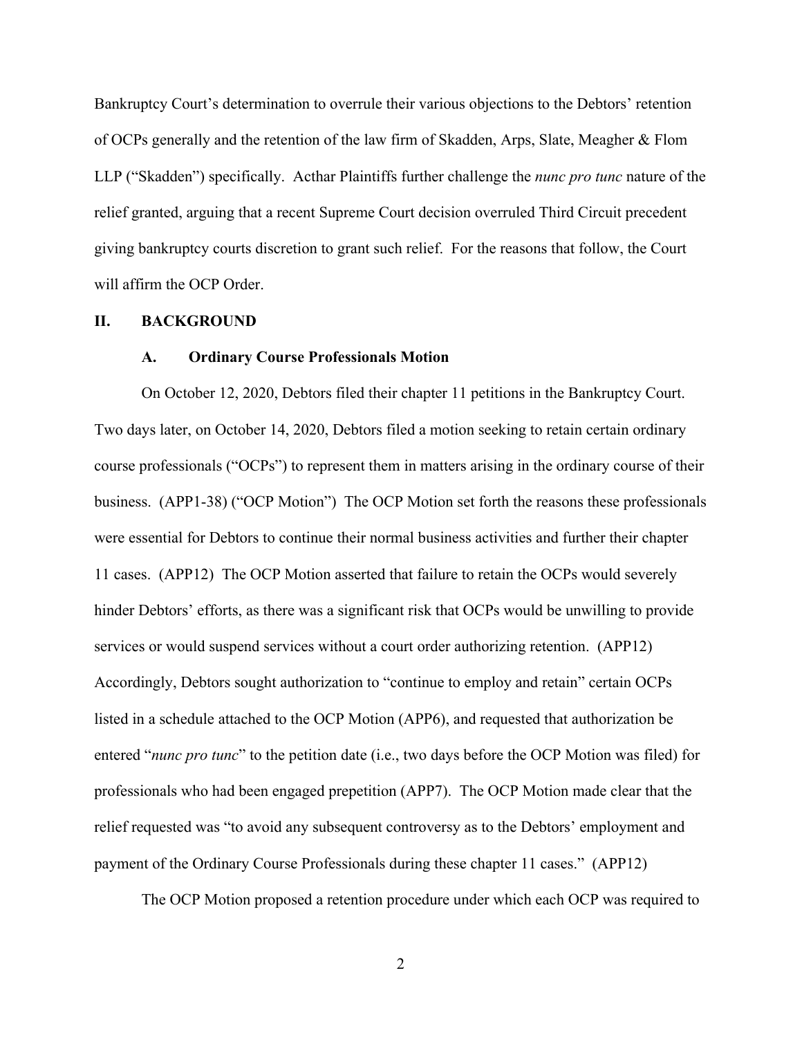Bankruptcy Court's determination to overrule their various objections to the Debtors' retention of OCPs generally and the retention of the law firm of Skadden, Arps, Slate, Meagher & Flom LLP ("Skadden") specifically. Acthar Plaintiffs further challenge the *nunc pro tunc* nature of the relief granted, arguing that a recent Supreme Court decision overruled Third Circuit precedent giving bankruptcy courts discretion to grant such relief. For the reasons that follow, the Court will affirm the OCP Order.

## II. BACKGROUND

### A. Ordinary Course Professionals Motion

On October 12, 2020, Debtors filed their chapter 11 petitions in the Bankruptcy Court. Two days later, on October 14, 2020, Debtors filed a motion seeking to retain certain ordinary course professionals ("OCPs") to represent them in matters arising in the ordinary course of their business. (APP1-38) ("OCP Motion") The OCP Motion set forth the reasons these professionals were essential for Debtors to continue their normal business activities and further their chapter 11 cases. (APP12) The OCP Motion asserted that failure to retain the OCPs would severely hinder Debtors' efforts, as there was a significant risk that OCPs would be unwilling to provide services or would suspend services without a court order authorizing retention. (APP12) Accordingly, Debtors sought authorization to "continue to employ and retain" certain OCPs listed in a schedule attached to the OCP Motion (APP6), and requested that authorization be entered "*nunc pro tunc*" to the petition date (i.e., two days before the OCP Motion was filed) for professionals who had been engaged prepetition (APP7). The OCP Motion made clear that the relief requested was "to avoid any subsequent controversy as to the Debtors' employment and payment of the Ordinary Course Professionals during these chapter 11 cases." (APP12)

The OCP Motion proposed a retention procedure under which each OCP was required to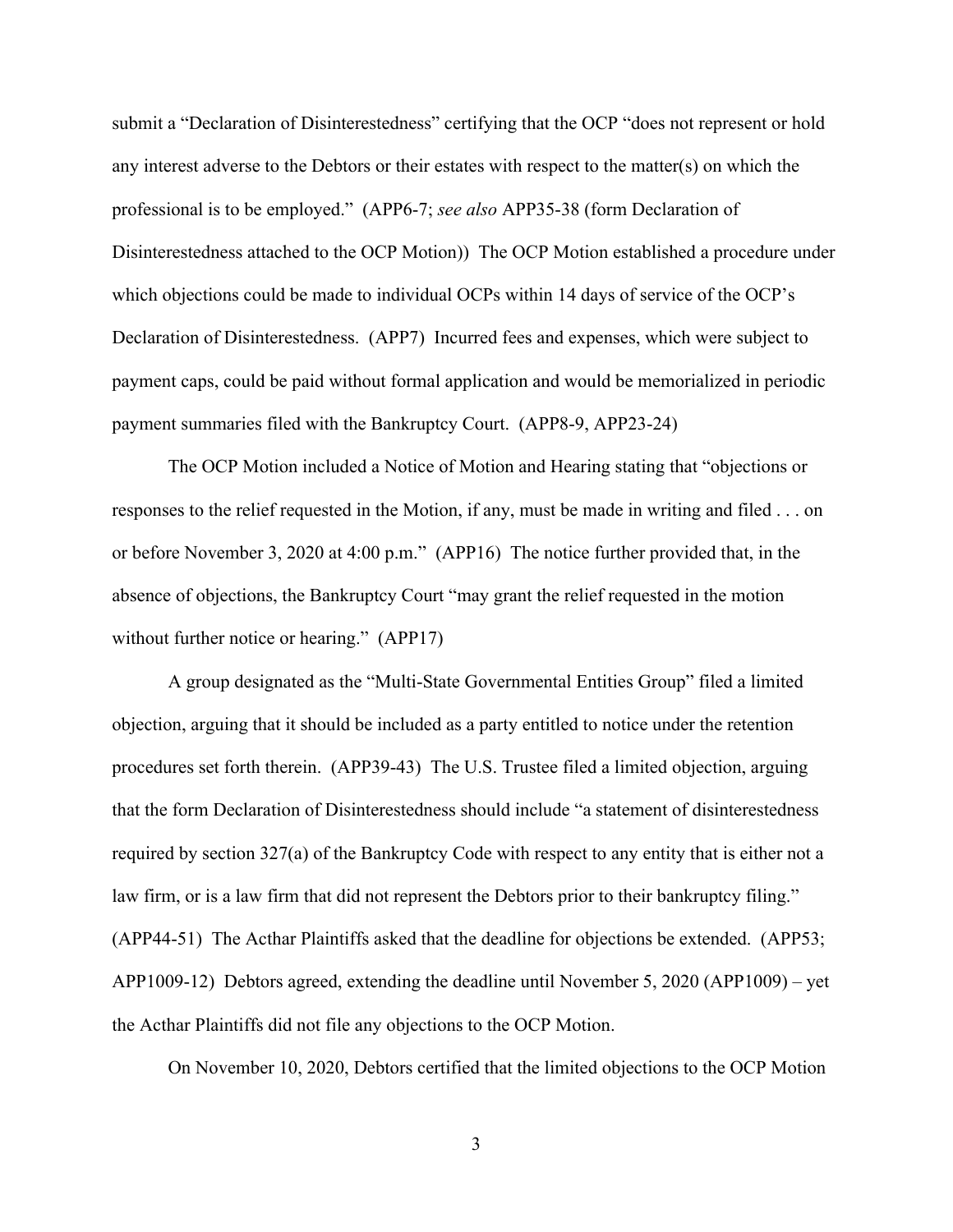submit a "Declaration of Disinterestedness" certifying that the OCP "does not represent or hold any interest adverse to the Debtors or their estates with respect to the matter(s) on which the professional is to be employed." (APP6-7; *see also* APP35-38 (form Declaration of Disinterestedness attached to the OCP Motion)) The OCP Motion established a procedure under which objections could be made to individual OCPs within 14 days of service of the OCP's Declaration of Disinterestedness. (APP7) Incurred fees and expenses, which were subject to payment caps, could be paid without formal application and would be memorialized in periodic payment summaries filed with the Bankruptcy Court. (APP8-9, APP23-24)

The OCP Motion included a Notice of Motion and Hearing stating that "objections or responses to the relief requested in the Motion, if any, must be made in writing and filed . . . on or before November 3, 2020 at 4:00 p.m." (APP16) The notice further provided that, in the absence of objections, the Bankruptcy Court "may grant the relief requested in the motion without further notice or hearing." (APP17)

A group designated as the "Multi-State Governmental Entities Group" filed a limited objection, arguing that it should be included as a party entitled to notice under the retention procedures set forth therein. (APP39-43) The U.S. Trustee filed a limited objection, arguing that the form Declaration of Disinterestedness should include "a statement of disinterestedness required by section 327(a) of the Bankruptcy Code with respect to any entity that is either not a law firm, or is a law firm that did not represent the Debtors prior to their bankruptcy filing." (APP44-51) The Acthar Plaintiffs asked that the deadline for objections be extended. (APP53; APP1009-12) Debtors agreed, extending the deadline until November 5, 2020 (APP1009) – yet the Acthar Plaintiffs did not file any objections to the OCP Motion.

On November 10, 2020, Debtors certified that the limited objections to the OCP Motion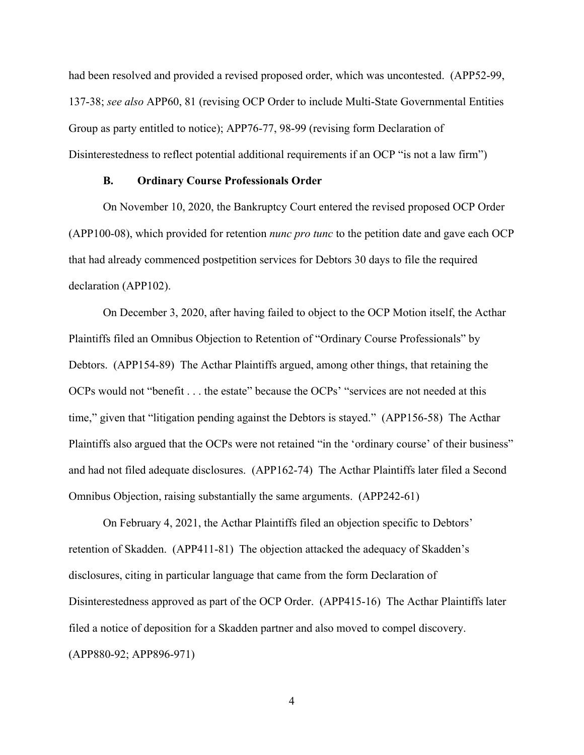had been resolved and provided a revised proposed order, which was uncontested. (APP52-99, 137-38; *see also* APP60, 81 (revising OCP Order to include Multi-State Governmental Entities Group as party entitled to notice); APP76-77, 98-99 (revising form Declaration of Disinterestedness to reflect potential additional requirements if an OCP "is not a law firm")

### B. Ordinary Course Professionals Order

On November 10, 2020, the Bankruptcy Court entered the revised proposed OCP Order (APP100-08), which provided for retention *nunc pro tunc* to the petition date and gave each OCP that had already commenced postpetition services for Debtors 30 days to file the required declaration (APP102).

On December 3, 2020, after having failed to object to the OCP Motion itself, the Acthar Plaintiffs filed an Omnibus Objection to Retention of "Ordinary Course Professionals" by Debtors. (APP154-89) The Acthar Plaintiffs argued, among other things, that retaining the OCPs would not "benefit . . . the estate" because the OCPs' "services are not needed at this time," given that "litigation pending against the Debtors is stayed." (APP156-58) The Acthar Plaintiffs also argued that the OCPs were not retained "in the 'ordinary course' of their business" and had not filed adequate disclosures. (APP162-74) The Acthar Plaintiffs later filed a Second Omnibus Objection, raising substantially the same arguments. (APP242-61)

On February 4, 2021, the Acthar Plaintiffs filed an objection specific to Debtors' retention of Skadden. (APP411-81) The objection attacked the adequacy of Skadden's disclosures, citing in particular language that came from the form Declaration of Disinterestedness approved as part of the OCP Order. (APP415-16) The Acthar Plaintiffs later filed a notice of deposition for a Skadden partner and also moved to compel discovery. (APP880-92; APP896-971)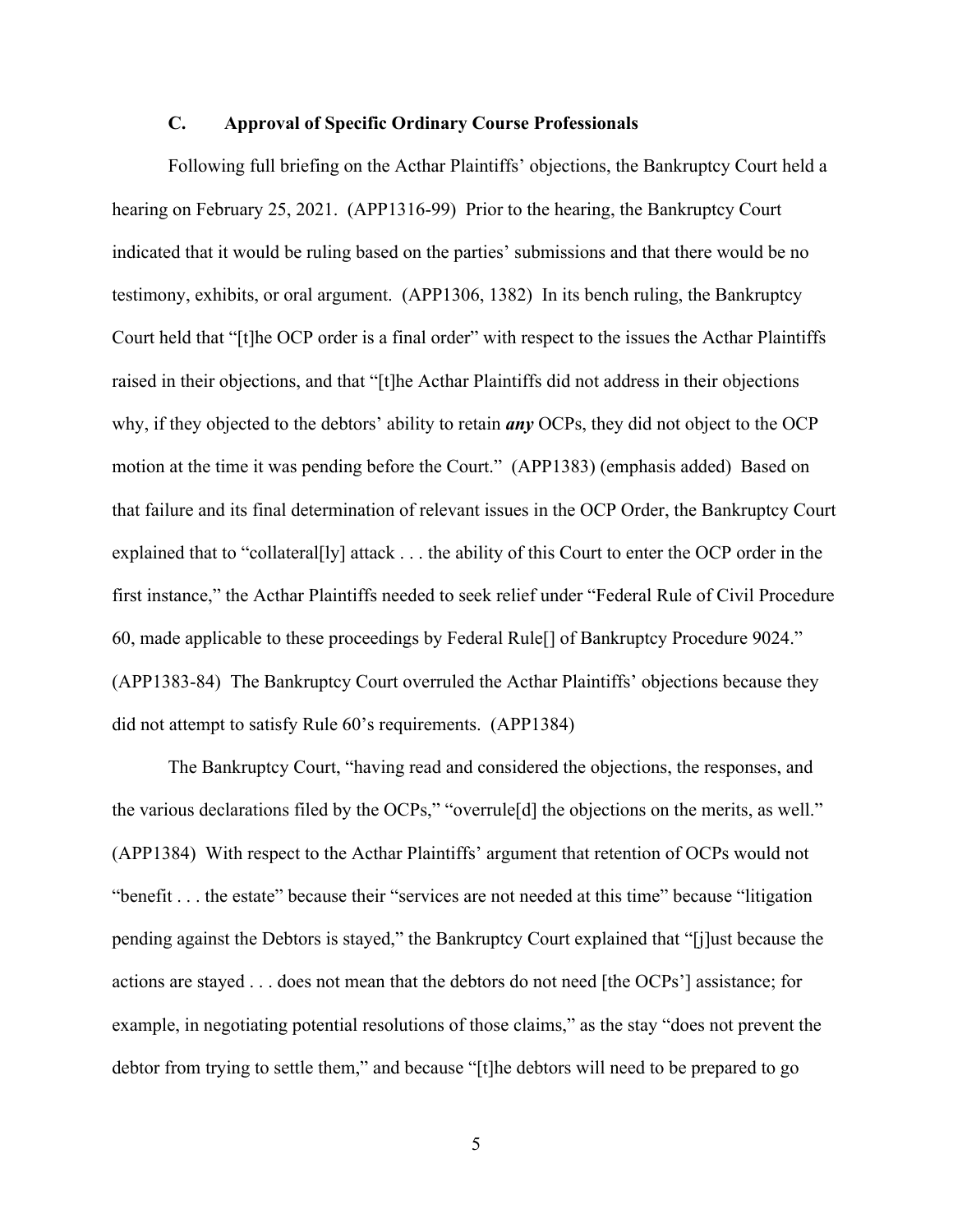### C. Approval of Specific Ordinary Course Professionals

Following full briefing on the Acthar Plaintiffs' objections, the Bankruptcy Court held a hearing on February 25, 2021. (APP1316-99) Prior to the hearing, the Bankruptcy Court indicated that it would be ruling based on the parties' submissions and that there would be no testimony, exhibits, or oral argument. (APP1306, 1382) In its bench ruling, the Bankruptcy Court held that "[t]he OCP order is a final order" with respect to the issues the Acthar Plaintiffs raised in their objections, and that "[t]he Acthar Plaintiffs did not address in their objections why, if they objected to the debtors' ability to retain ***any*** OCPs, they did not object to the OCP motion at the time it was pending before the Court." (APP1383) (emphasis added) Based on that failure and its final determination of relevant issues in the OCP Order, the Bankruptcy Court explained that to "collateral[ly] attack . . . the ability of this Court to enter the OCP order in the first instance," the Acthar Plaintiffs needed to seek relief under "Federal Rule of Civil Procedure 60, made applicable to these proceedings by Federal Rule[] of Bankruptcy Procedure 9024." (APP1383-84) The Bankruptcy Court overruled the Acthar Plaintiffs' objections because they did not attempt to satisfy Rule 60's requirements. (APP1384)

The Bankruptcy Court, "having read and considered the objections, the responses, and the various declarations filed by the OCPs," "overrule[d] the objections on the merits, as well." (APP1384) With respect to the Acthar Plaintiffs' argument that retention of OCPs would not "benefit . . . the estate" because their "services are not needed at this time" because "litigation pending against the Debtors is stayed," the Bankruptcy Court explained that "[j]ust because the actions are stayed . . . does not mean that the debtors do not need [the OCPs'] assistance; for example, in negotiating potential resolutions of those claims," as the stay "does not prevent the debtor from trying to settle them," and because "[t]he debtors will need to be prepared to go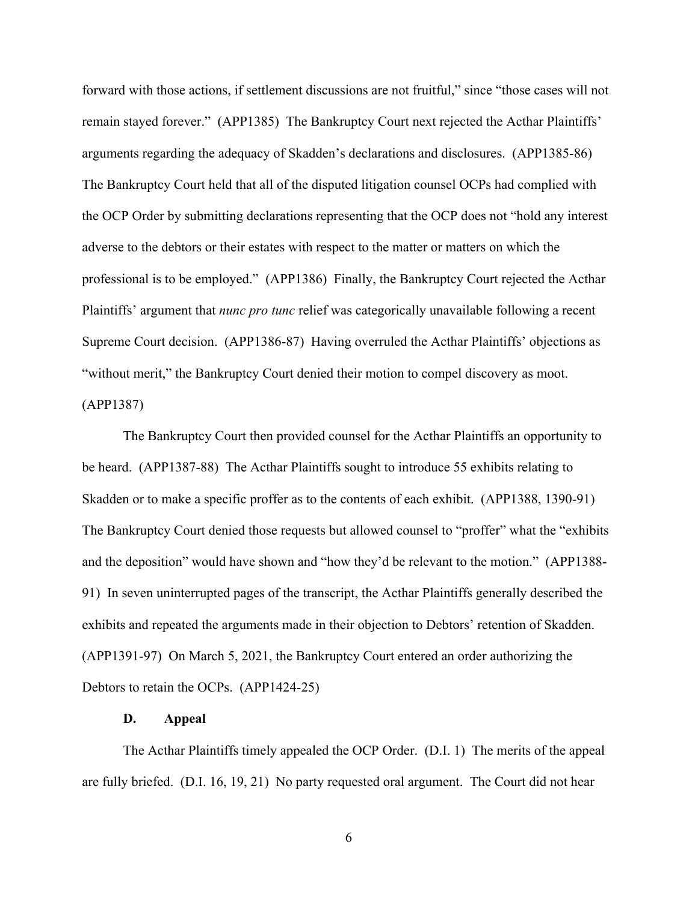forward with those actions, if settlement discussions are not fruitful," since "those cases will not remain stayed forever." (APP1385) The Bankruptcy Court next rejected the Acthar Plaintiffs' arguments regarding the adequacy of Skadden's declarations and disclosures. (APP1385-86) The Bankruptcy Court held that all of the disputed litigation counsel OCPs had complied with the OCP Order by submitting declarations representing that the OCP does not "hold any interest adverse to the debtors or their estates with respect to the matter or matters on which the professional is to be employed." (APP1386) Finally, the Bankruptcy Court rejected the Acthar Plaintiffs' argument that *nunc pro tunc* relief was categorically unavailable following a recent Supreme Court decision. (APP1386-87) Having overruled the Acthar Plaintiffs' objections as "without merit," the Bankruptcy Court denied their motion to compel discovery as moot. (APP1387)

The Bankruptcy Court then provided counsel for the Acthar Plaintiffs an opportunity to be heard. (APP1387-88) The Acthar Plaintiffs sought to introduce 55 exhibits relating to Skadden or to make a specific proffer as to the contents of each exhibit. (APP1388, 1390-91) The Bankruptcy Court denied those requests but allowed counsel to "proffer" what the "exhibits and the deposition" would have shown and "how they'd be relevant to the motion." (APP1388-91) In seven uninterrupted pages of the transcript, the Acthar Plaintiffs generally described the exhibits and repeated the arguments made in their objection to Debtors' retention of Skadden. (APP1391-97) On March 5, 2021, the Bankruptcy Court entered an order authorizing the Debtors to retain the OCPs. (APP1424-25)

### D. Appeal

The Acthar Plaintiffs timely appealed the OCP Order. (D.I. 1) The merits of the appeal are fully briefed. (D.I. 16, 19, 21) No party requested oral argument. The Court did not hear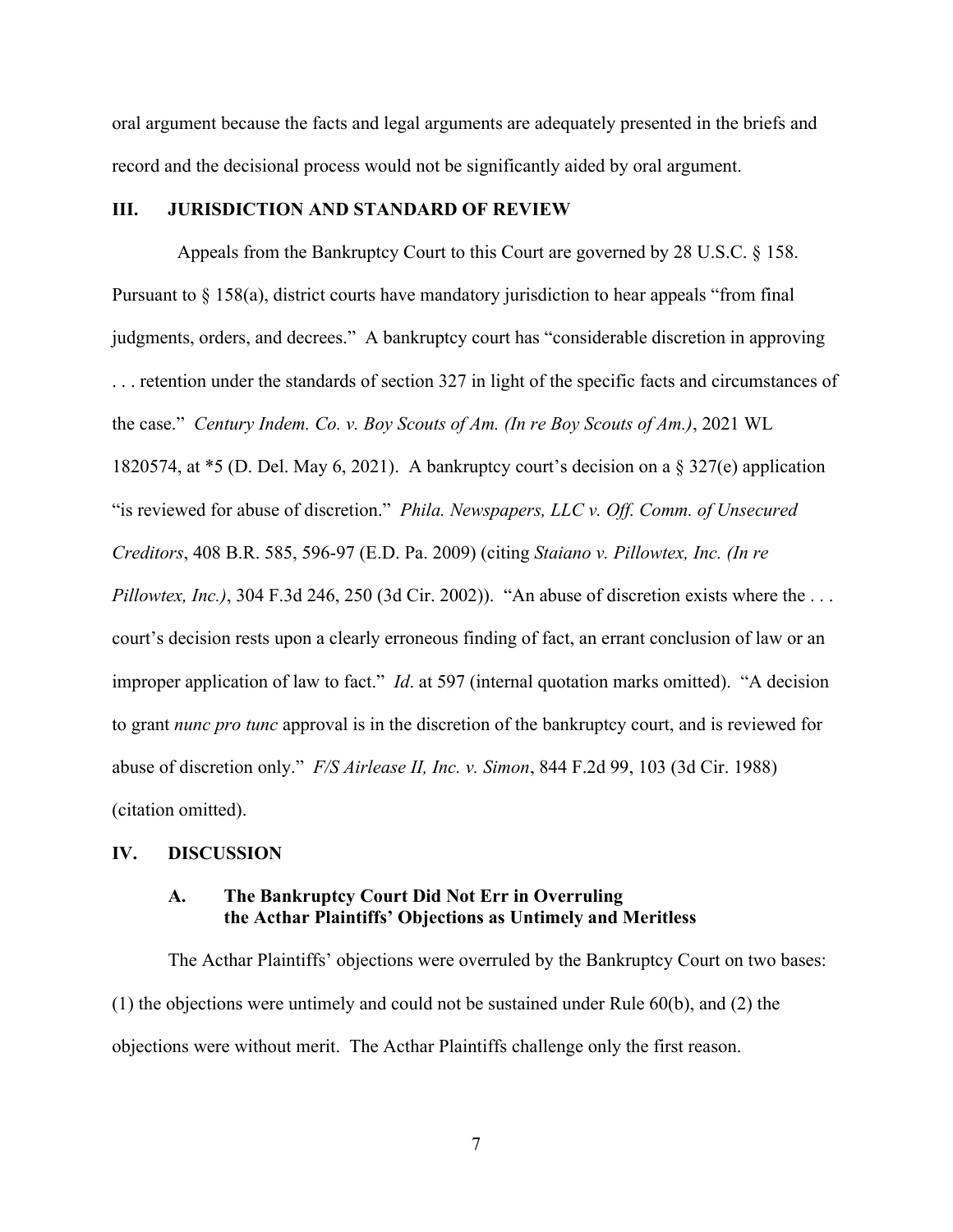oral argument because the facts and legal arguments are adequately presented in the briefs and record and the decisional process would not be significantly aided by oral argument.

## III. JURISDICTION AND STANDARD OF REVIEW

Appeals from the Bankruptcy Court to this Court are governed by 28 U.S.C. § 158. Pursuant to § 158(a), district courts have mandatory jurisdiction to hear appeals "from final judgments, orders, and decrees." A bankruptcy court has "considerable discretion in approving . . . retention under the standards of section 327 in light of the specific facts and circumstances of the case." *Century Indem. Co. v. Boy Scouts of Am. (In re Boy Scouts of Am.)*, 2021 WL 1820574, at *5 (D. Del. May 6, 2021). A bankruptcy court's decision on a § 327(e) application "is reviewed for abuse of discretion." *Phila. Newspapers, LLC v. Off. Comm. of Unsecured Creditors*, 408 B.R. 585, 596-97 (E.D. Pa. 2009) (citing *Staiano v. Pillowtex, Inc. (In re Pillowtex, Inc.)*, 304 F.3d 246, 250 (3d Cir. 2002)). "An abuse of discretion exists where the . . . court's decision rests upon a clearly erroneous finding of fact, an errant conclusion of law or an improper application of law to fact." *Id*. at 597 (internal quotation marks omitted). "A decision to grant *nunc pro tunc* approval is in the discretion of the bankruptcy court, and is reviewed for abuse of discretion only." *F/S Airlease II, Inc. v. Simon*, 844 F.2d 99, 103 (3d Cir. 1988) (citation omitted).

## IV. DISCUSSION

### A. The Bankruptcy Court Did Not Err in Overruling the Acthar Plaintiffs' Objections as Untimely and Meritless

The Acthar Plaintiffs' objections were overruled by the Bankruptcy Court on two bases: (1) the objections were untimely and could not be sustained under Rule 60(b), and (2) the objections were without merit. The Acthar Plaintiffs challenge only the first reason.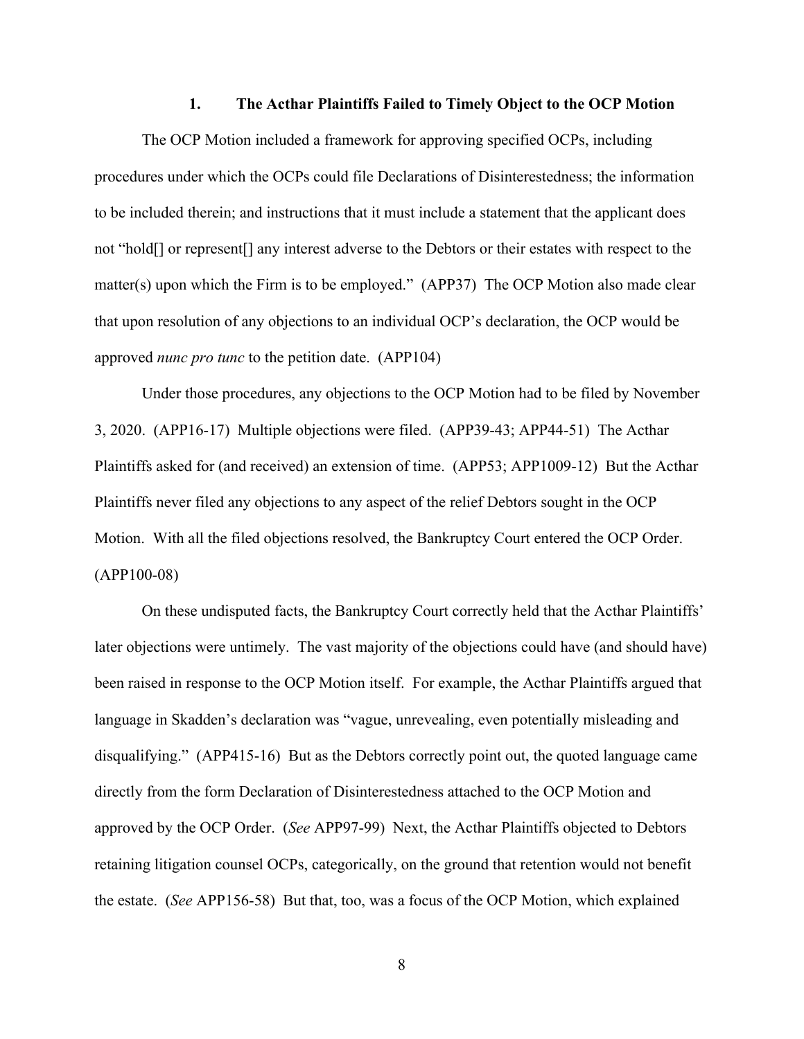### 1. The Acthar Plaintiffs Failed to Timely Object to the OCP Motion

The OCP Motion included a framework for approving specified OCPs, including procedures under which the OCPs could file Declarations of Disinterestedness; the information to be included therein; and instructions that it must include a statement that the applicant does not "hold[] or represent[] any interest adverse to the Debtors or their estates with respect to the matter(s) upon which the Firm is to be employed." (APP37) The OCP Motion also made clear that upon resolution of any objections to an individual OCP's declaration, the OCP would be approved *nunc pro tunc* to the petition date. (APP104)

Under those procedures, any objections to the OCP Motion had to be filed by November 3, 2020. (APP16-17) Multiple objections were filed. (APP39-43; APP44-51) The Acthar Plaintiffs asked for (and received) an extension of time. (APP53; APP1009-12) But the Acthar Plaintiffs never filed any objections to any aspect of the relief Debtors sought in the OCP Motion. With all the filed objections resolved, the Bankruptcy Court entered the OCP Order. (APP100-08)

On these undisputed facts, the Bankruptcy Court correctly held that the Acthar Plaintiffs' later objections were untimely. The vast majority of the objections could have (and should have) been raised in response to the OCP Motion itself. For example, the Acthar Plaintiffs argued that language in Skadden's declaration was "vague, unrevealing, even potentially misleading and disqualifying." (APP415-16) But as the Debtors correctly point out, the quoted language came directly from the form Declaration of Disinterestedness attached to the OCP Motion and approved by the OCP Order. (*See* APP97-99) Next, the Acthar Plaintiffs objected to Debtors retaining litigation counsel OCPs, categorically, on the ground that retention would not benefit the estate. (*See* APP156-58) But that, too, was a focus of the OCP Motion, which explained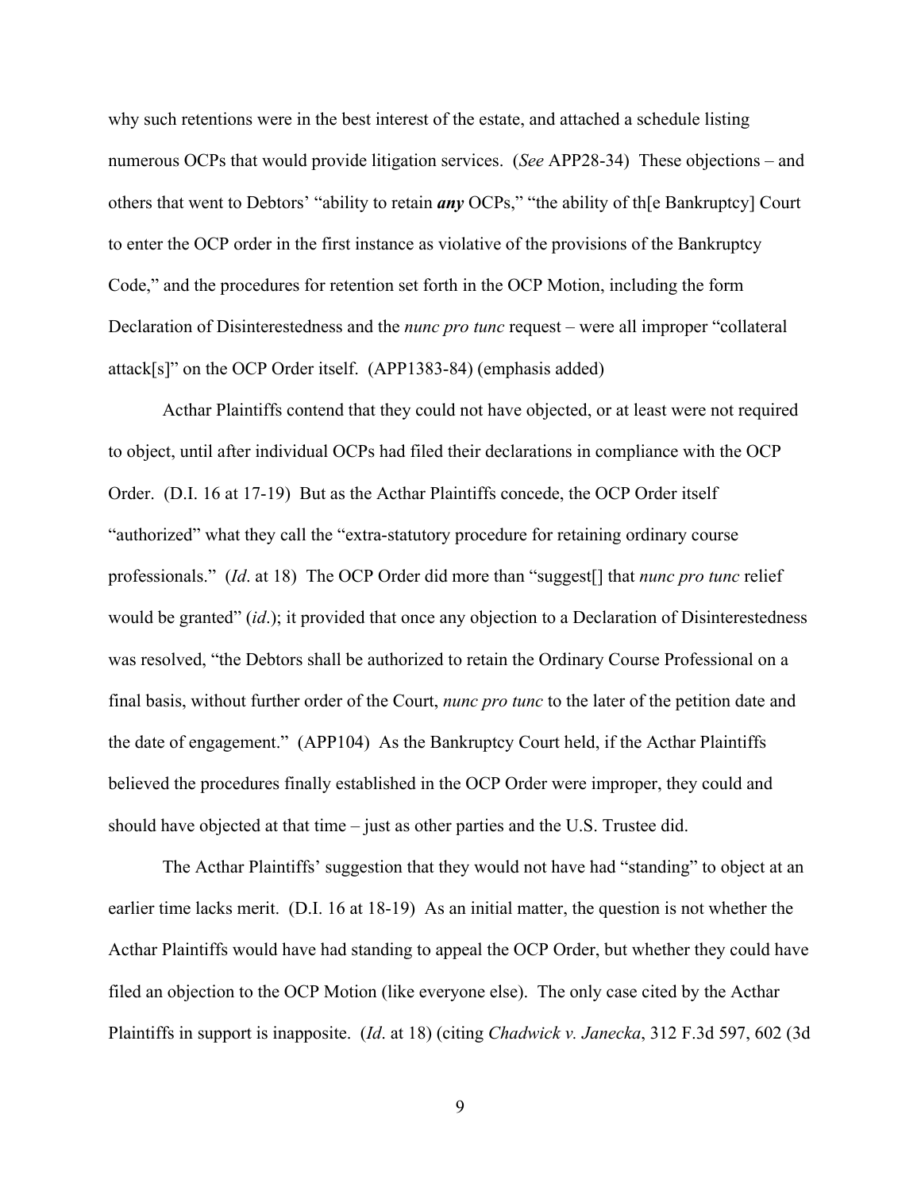why such retentions were in the best interest of the estate, and attached a schedule listing numerous OCPs that would provide litigation services. (*See* APP28-34) These objections – and others that went to Debtors' "ability to retain ***any*** OCPs," "the ability of th[e Bankruptcy] Court to enter the OCP order in the first instance as violative of the provisions of the Bankruptcy Code," and the procedures for retention set forth in the OCP Motion, including the form Declaration of Disinterestedness and the *nunc pro tunc* request – were all improper "collateral attack[s]" on the OCP Order itself. (APP1383-84) (emphasis added)

Acthar Plaintiffs contend that they could not have objected, or at least were not required to object, until after individual OCPs had filed their declarations in compliance with the OCP Order. (D.I. 16 at 17-19) But as the Acthar Plaintiffs concede, the OCP Order itself "authorized" what they call the "extra-statutory procedure for retaining ordinary course professionals." (*Id*. at 18) The OCP Order did more than "suggest[] that *nunc pro tunc* relief would be granted" (*id*.); it provided that once any objection to a Declaration of Disinterestedness was resolved, "the Debtors shall be authorized to retain the Ordinary Course Professional on a final basis, without further order of the Court, *nunc pro tunc* to the later of the petition date and the date of engagement." (APP104) As the Bankruptcy Court held, if the Acthar Plaintiffs believed the procedures finally established in the OCP Order were improper, they could and should have objected at that time – just as other parties and the U.S. Trustee did.

The Acthar Plaintiffs' suggestion that they would not have had "standing" to object at an earlier time lacks merit. (D.I. 16 at 18-19) As an initial matter, the question is not whether the Acthar Plaintiffs would have had standing to appeal the OCP Order, but whether they could have filed an objection to the OCP Motion (like everyone else). The only case cited by the Acthar Plaintiffs in support is inapposite. (*Id*. at 18) (citing *Chadwick v. Janecka*, 312 F.3d 597, 602 (3d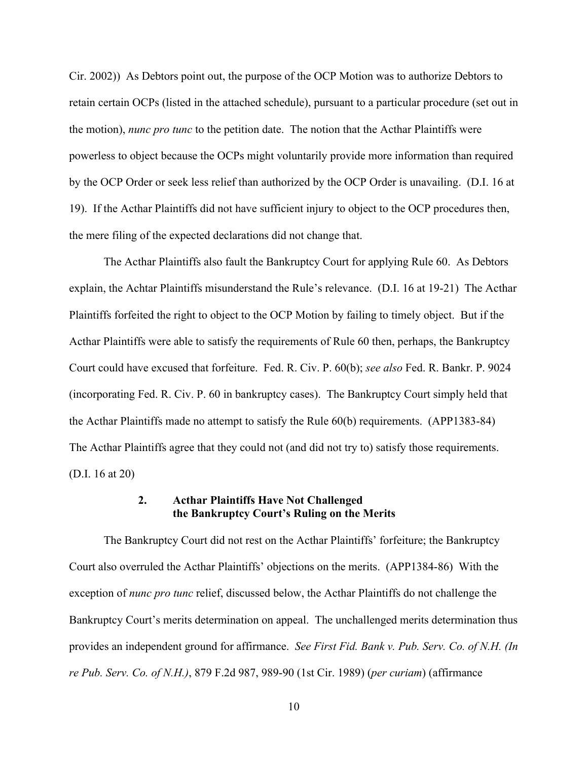Cir. 2002)) As Debtors point out, the purpose of the OCP Motion was to authorize Debtors to retain certain OCPs (listed in the attached schedule), pursuant to a particular procedure (set out in the motion), *nunc pro tunc* to the petition date. The notion that the Acthar Plaintiffs were powerless to object because the OCPs might voluntarily provide more information than required by the OCP Order or seek less relief than authorized by the OCP Order is unavailing. (D.I. 16 at 19). If the Acthar Plaintiffs did not have sufficient injury to object to the OCP procedures then, the mere filing of the expected declarations did not change that.

The Acthar Plaintiffs also fault the Bankruptcy Court for applying Rule 60. As Debtors explain, the Achtar Plaintiffs misunderstand the Rule's relevance. (D.I. 16 at 19-21) The Acthar Plaintiffs forfeited the right to object to the OCP Motion by failing to timely object. But if the Acthar Plaintiffs were able to satisfy the requirements of Rule 60 then, perhaps, the Bankruptcy Court could have excused that forfeiture. Fed. R. Civ. P. 60(b); *see also* Fed. R. Bankr. P. 9024 (incorporating Fed. R. Civ. P. 60 in bankruptcy cases). The Bankruptcy Court simply held that the Acthar Plaintiffs made no attempt to satisfy the Rule 60(b) requirements. (APP1383-84) The Acthar Plaintiffs agree that they could not (and did not try to) satisfy those requirements. (D.I. 16 at 20)

### 2. Acthar Plaintiffs Have Not Challenged the Bankruptcy Court's Ruling on the Merits

The Bankruptcy Court did not rest on the Acthar Plaintiffs' forfeiture; the Bankruptcy Court also overruled the Acthar Plaintiffs' objections on the merits. (APP1384-86) With the exception of *nunc pro tunc* relief, discussed below, the Acthar Plaintiffs do not challenge the Bankruptcy Court's merits determination on appeal. The unchallenged merits determination thus provides an independent ground for affirmance. *See First Fid. Bank v. Pub. Serv. Co. of N.H. (In re Pub. Serv. Co. of N.H.)*, 879 F.2d 987, 989-90 (1st Cir. 1989) (*per curiam*) (affirmance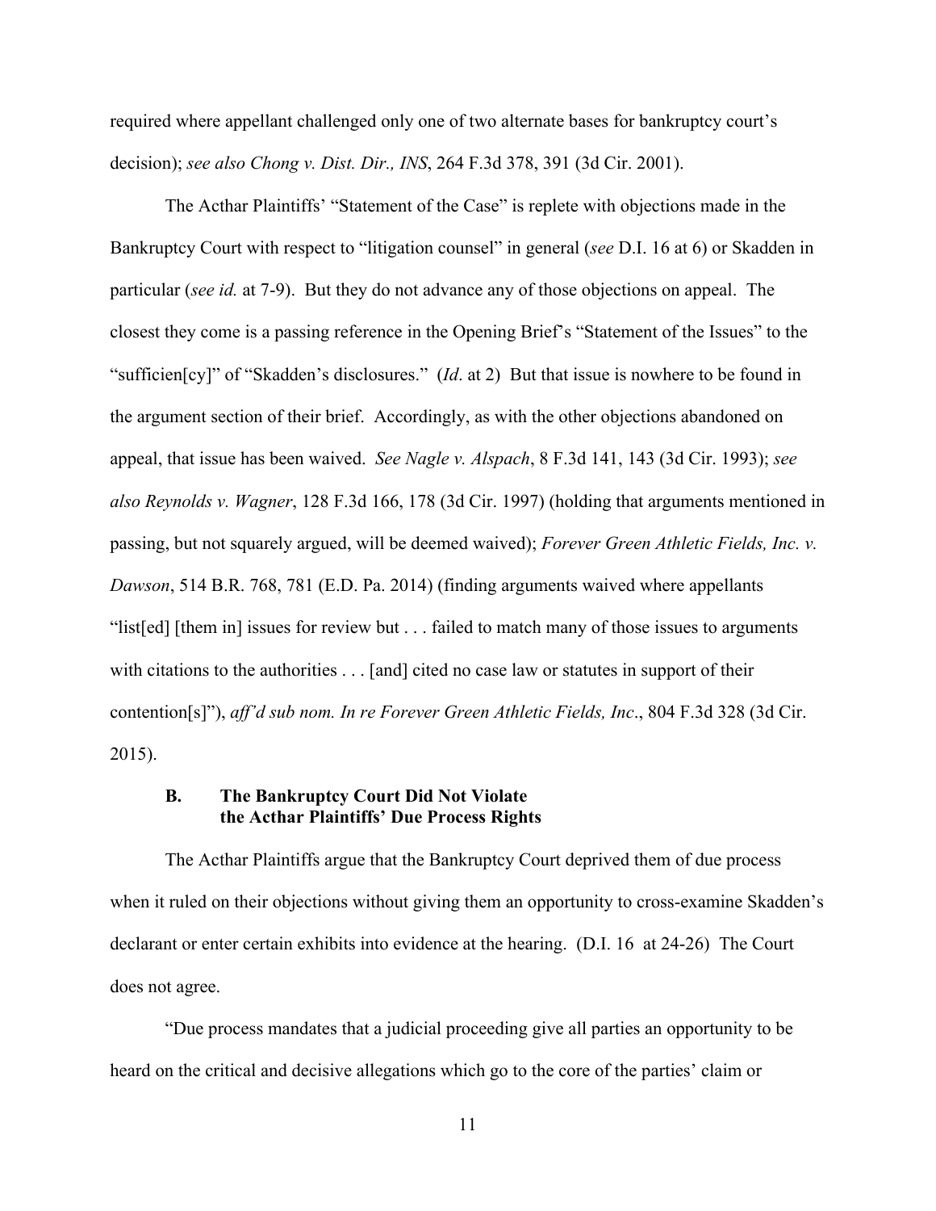required where appellant challenged only one of two alternate bases for bankruptcy court's decision); *see also Chong v. Dist. Dir., INS*, 264 F.3d 378, 391 (3d Cir. 2001).

The Acthar Plaintiffs' "Statement of the Case" is replete with objections made in the Bankruptcy Court with respect to "litigation counsel" in general (*see* D.I. 16 at 6) or Skadden in particular (*see id.* at 7-9). But they do not advance any of those objections on appeal. The closest they come is a passing reference in the Opening Brief's "Statement of the Issues" to the "sufficien[cy]" of "Skadden's disclosures." (*Id*. at 2) But that issue is nowhere to be found in the argument section of their brief. Accordingly, as with the other objections abandoned on appeal, that issue has been waived. *See Nagle v. Alspach*, 8 F.3d 141, 143 (3d Cir. 1993); *see also Reynolds v. Wagner*, 128 F.3d 166, 178 (3d Cir. 1997) (holding that arguments mentioned in passing, but not squarely argued, will be deemed waived); *Forever Green Athletic Fields, Inc. v. Dawson*, 514 B.R. 768, 781 (E.D. Pa. 2014) (finding arguments waived where appellants "list[ed] [them in] issues for review but . . . failed to match many of those issues to arguments with citations to the authorities . . . [and] cited no case law or statutes in support of their contention[s]"), *aff'd sub nom. In re Forever Green Athletic Fields, Inc*., 804 F.3d 328 (3d Cir. 2015).

### B. The Bankruptcy Court Did Not Violate the Acthar Plaintiffs' Due Process Rights

The Acthar Plaintiffs argue that the Bankruptcy Court deprived them of due process when it ruled on their objections without giving them an opportunity to cross-examine Skadden's declarant or enter certain exhibits into evidence at the hearing. (D.I. 16 at 24-26) The Court does not agree.

"Due process mandates that a judicial proceeding give all parties an opportunity to be heard on the critical and decisive allegations which go to the core of the parties' claim or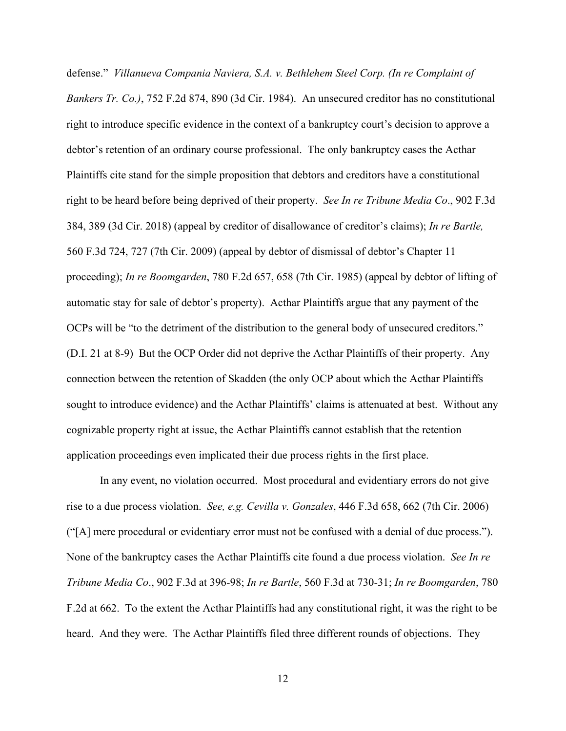defense." *Villanueva Compania Naviera, S.A. v. Bethlehem Steel Corp. (In re Complaint of Bankers Tr. Co.)*, 752 F.2d 874, 890 (3d Cir. 1984). An unsecured creditor has no constitutional right to introduce specific evidence in the context of a bankruptcy court's decision to approve a debtor's retention of an ordinary course professional. The only bankruptcy cases the Acthar Plaintiffs cite stand for the simple proposition that debtors and creditors have a constitutional right to be heard before being deprived of their property. *See In re Tribune Media Co*., 902 F.3d 384, 389 (3d Cir. 2018) (appeal by creditor of disallowance of creditor's claims); *In re Bartle,* 560 F.3d 724, 727 (7th Cir. 2009) (appeal by debtor of dismissal of debtor's Chapter 11 proceeding); *In re Boomgarden*, 780 F.2d 657, 658 (7th Cir. 1985) (appeal by debtor of lifting of automatic stay for sale of debtor's property). Acthar Plaintiffs argue that any payment of the OCPs will be "to the detriment of the distribution to the general body of unsecured creditors." (D.I. 21 at 8-9) But the OCP Order did not deprive the Acthar Plaintiffs of their property. Any connection between the retention of Skadden (the only OCP about which the Acthar Plaintiffs sought to introduce evidence) and the Acthar Plaintiffs' claims is attenuated at best. Without any cognizable property right at issue, the Acthar Plaintiffs cannot establish that the retention application proceedings even implicated their due process rights in the first place.

In any event, no violation occurred. Most procedural and evidentiary errors do not give rise to a due process violation. *See, e.g. Cevilla v. Gonzales*, 446 F.3d 658, 662 (7th Cir. 2006) ("[A] mere procedural or evidentiary error must not be confused with a denial of due process."). None of the bankruptcy cases the Acthar Plaintiffs cite found a due process violation. *See In re Tribune Media Co*., 902 F.3d at 396-98; *In re Bartle*, 560 F.3d at 730-31; *In re Boomgarden*, 780 F.2d at 662. To the extent the Acthar Plaintiffs had any constitutional right, it was the right to be heard. And they were. The Acthar Plaintiffs filed three different rounds of objections. They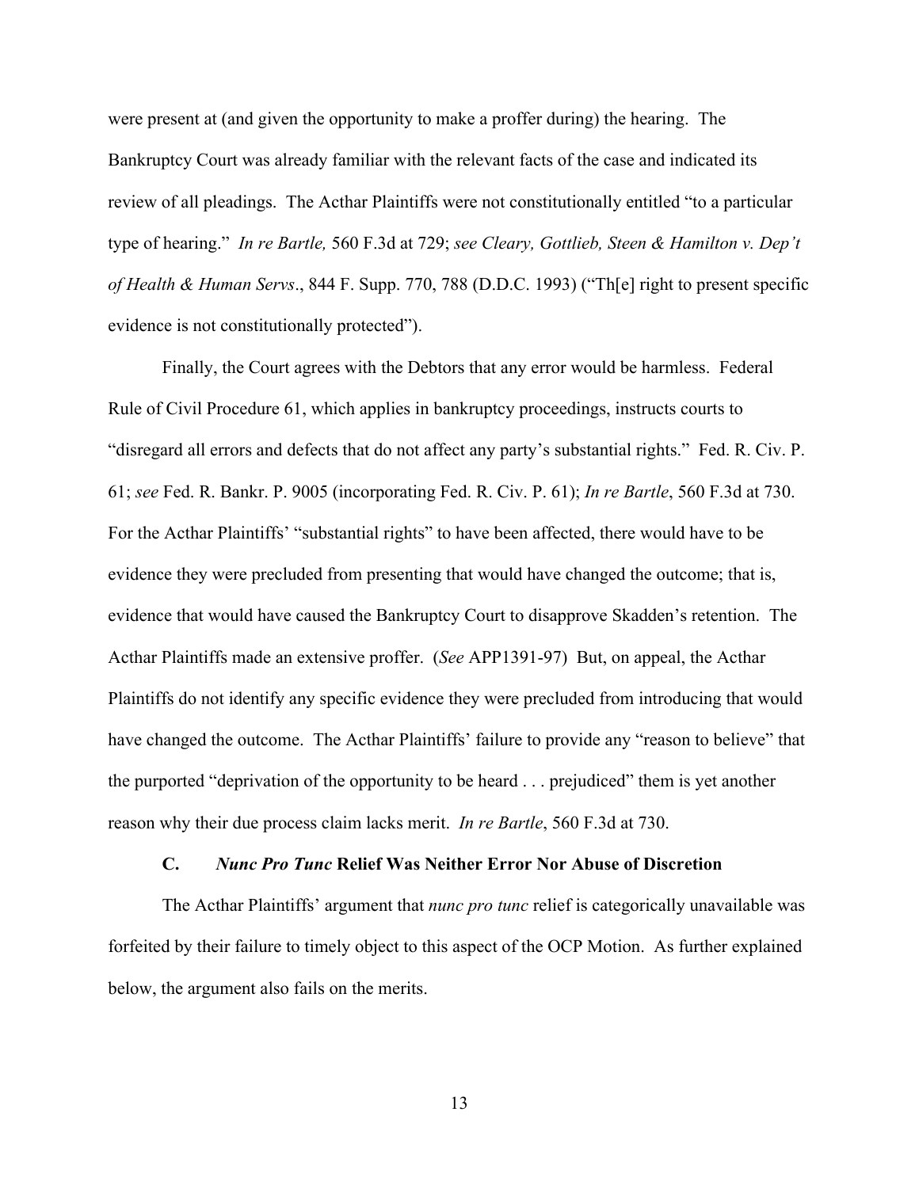were present at (and given the opportunity to make a proffer during) the hearing. The Bankruptcy Court was already familiar with the relevant facts of the case and indicated its review of all pleadings. The Acthar Plaintiffs were not constitutionally entitled "to a particular type of hearing." *In re Bartle,* 560 F.3d at 729; *see Cleary, Gottlieb, Steen & Hamilton v. Dep't of Health & Human Servs*., 844 F. Supp. 770, 788 (D.D.C. 1993) ("Th[e] right to present specific evidence is not constitutionally protected").

Finally, the Court agrees with the Debtors that any error would be harmless. Federal Rule of Civil Procedure 61, which applies in bankruptcy proceedings, instructs courts to "disregard all errors and defects that do not affect any party's substantial rights." Fed. R. Civ. P. 61; *see* Fed. R. Bankr. P. 9005 (incorporating Fed. R. Civ. P. 61); *In re Bartle*, 560 F.3d at 730. For the Acthar Plaintiffs' "substantial rights" to have been affected, there would have to be evidence they were precluded from presenting that would have changed the outcome; that is, evidence that would have caused the Bankruptcy Court to disapprove Skadden's retention. The Acthar Plaintiffs made an extensive proffer. (*See* APP1391-97) But, on appeal, the Acthar Plaintiffs do not identify any specific evidence they were precluded from introducing that would have changed the outcome. The Acthar Plaintiffs' failure to provide any "reason to believe" that the purported "deprivation of the opportunity to be heard . . . prejudiced" them is yet another reason why their due process claim lacks merit. *In re Bartle*, 560 F.3d at 730.

### C. *Nunc Pro Tunc* Relief Was Neither Error Nor Abuse of Discretion

The Acthar Plaintiffs' argument that *nunc pro tunc* relief is categorically unavailable was forfeited by their failure to timely object to this aspect of the OCP Motion. As further explained below, the argument also fails on the merits.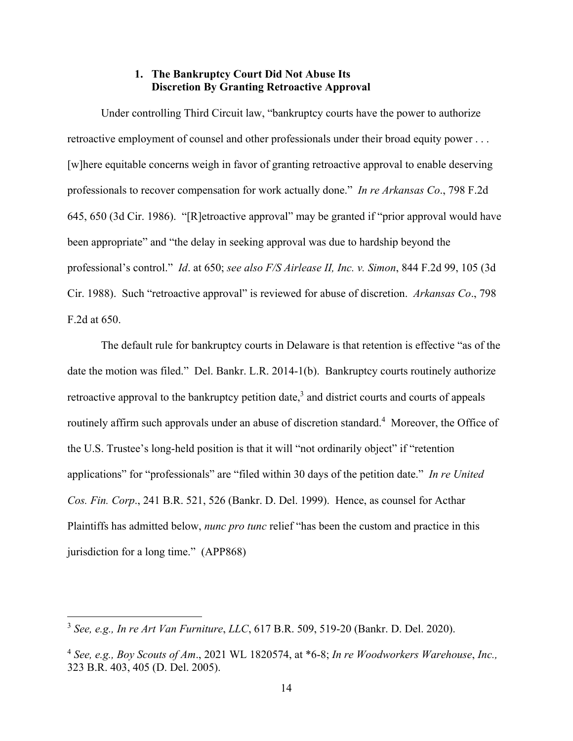### 1. The Bankruptcy Court Did Not Abuse Its Discretion By Granting Retroactive Approval

Under controlling Third Circuit law, "bankruptcy courts have the power to authorize retroactive employment of counsel and other professionals under their broad equity power . . . [w]here equitable concerns weigh in favor of granting retroactive approval to enable deserving professionals to recover compensation for work actually done." *In re Arkansas Co*., 798 F.2d 645, 650 (3d Cir. 1986). "[R]etroactive approval" may be granted if "prior approval would have been appropriate" and "the delay in seeking approval was due to hardship beyond the professional's control." *Id*. at 650; *see also F/S Airlease II, Inc. v. Simon*, 844 F.2d 99, 105 (3d Cir. 1988). Such "retroactive approval" is reviewed for abuse of discretion. *Arkansas Co*., 798 F.2d at 650.

The default rule for bankruptcy courts in Delaware is that retention is effective "as of the date the motion was filed." Del. Bankr. L.R. 2014-1(b). Bankruptcy courts routinely authorize retroactive approval to the bankruptcy petition date,[3] and district courts and courts of appeals routinely affirm such approvals under an abuse of discretion standard.[4] Moreover, the Office of the U.S. Trustee's long-held position is that it will "not ordinarily object" if "retention applications" for "professionals" are "filed within 30 days of the petition date." *In re United Cos. Fin. Corp*., 241 B.R. 521, 526 (Bankr. D. Del. 1999). Hence, as counsel for Acthar Plaintiffs has admitted below, *nunc pro tunc* relief "has been the custom and practice in this jurisdiction for a long time." (APP868)

---

[3] *See, e.g., In re Art Van Furniture*, *LLC*, 617 B.R. 509, 519-20 (Bankr. D. Del. 2020).

[4] *See, e.g., Boy Scouts of Am*., 2021 WL 1820574, at *6-8; *In re Woodworkers Warehouse*, *Inc.,* 323 B.R. 403, 405 (D. Del. 2005).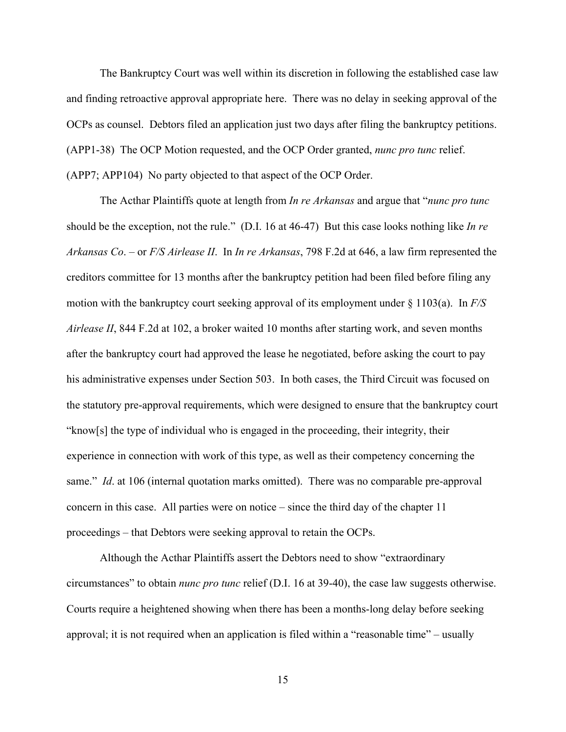The Bankruptcy Court was well within its discretion in following the established case law and finding retroactive approval appropriate here. There was no delay in seeking approval of the OCPs as counsel. Debtors filed an application just two days after filing the bankruptcy petitions. (APP1-38) The OCP Motion requested, and the OCP Order granted, *nunc pro tunc* relief. (APP7; APP104) No party objected to that aspect of the OCP Order.

The Acthar Plaintiffs quote at length from *In re Arkansas* and argue that "*nunc pro tunc* should be the exception, not the rule." (D.I. 16 at 46-47) But this case looks nothing like *In re Arkansas Co*. – or *F/S Airlease II*. In *In re Arkansas*, 798 F.2d at 646, a law firm represented the creditors committee for 13 months after the bankruptcy petition had been filed before filing any motion with the bankruptcy court seeking approval of its employment under § 1103(a). In *F/S Airlease II*, 844 F.2d at 102, a broker waited 10 months after starting work, and seven months after the bankruptcy court had approved the lease he negotiated, before asking the court to pay his administrative expenses under Section 503. In both cases, the Third Circuit was focused on the statutory pre-approval requirements, which were designed to ensure that the bankruptcy court "know[s] the type of individual who is engaged in the proceeding, their integrity, their experience in connection with work of this type, as well as their competency concerning the same." *Id*. at 106 (internal quotation marks omitted). There was no comparable pre-approval concern in this case. All parties were on notice – since the third day of the chapter 11 proceedings – that Debtors were seeking approval to retain the OCPs.

Although the Acthar Plaintiffs assert the Debtors need to show "extraordinary circumstances" to obtain *nunc pro tunc* relief (D.I. 16 at 39-40), the case law suggests otherwise. Courts require a heightened showing when there has been a months-long delay before seeking approval; it is not required when an application is filed within a "reasonable time" – usually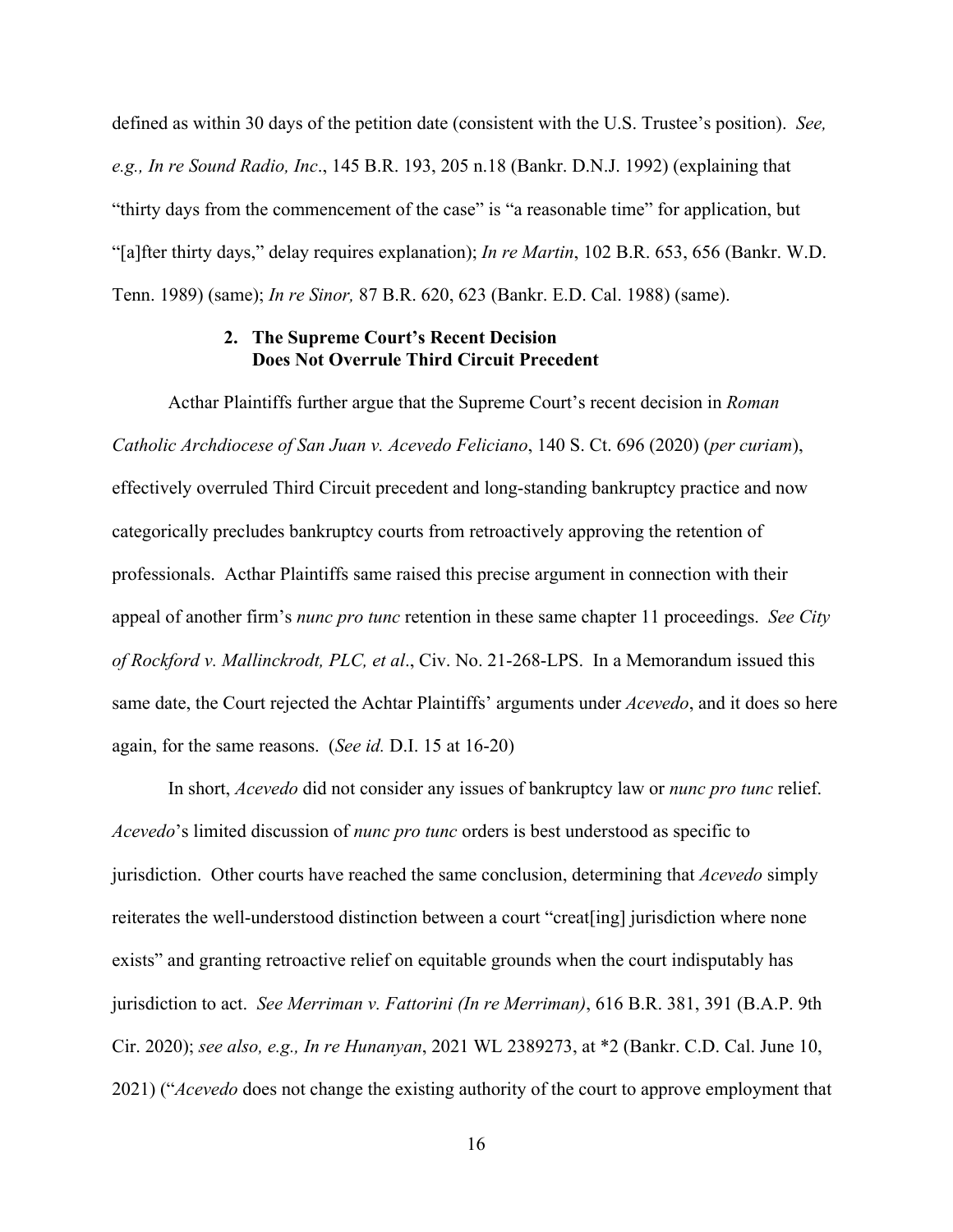defined as within 30 days of the petition date (consistent with the U.S. Trustee's position). *See, e.g., In re Sound Radio, Inc*., 145 B.R. 193, 205 n.18 (Bankr. D.N.J. 1992) (explaining that "thirty days from the commencement of the case" is "a reasonable time" for application, but "[a]fter thirty days," delay requires explanation); *In re Martin*, 102 B.R. 653, 656 (Bankr. W.D. Tenn. 1989) (same); *In re Sinor,* 87 B.R. 620, 623 (Bankr. E.D. Cal. 1988) (same).

### 2. The Supreme Court's Recent Decision Does Not Overrule Third Circuit Precedent

Acthar Plaintiffs further argue that the Supreme Court's recent decision in *Roman Catholic Archdiocese of San Juan v. Acevedo Feliciano*, 140 S. Ct. 696 (2020) (*per curiam*), effectively overruled Third Circuit precedent and long-standing bankruptcy practice and now categorically precludes bankruptcy courts from retroactively approving the retention of professionals. Acthar Plaintiffs same raised this precise argument in connection with their appeal of another firm's *nunc pro tunc* retention in these same chapter 11 proceedings. *See City of Rockford v. Mallinckrodt, PLC, et al*., Civ. No. 21-268-LPS. In a Memorandum issued this same date, the Court rejected the Achtar Plaintiffs' arguments under *Acevedo*, and it does so here again, for the same reasons. (*See id.* D.I. 15 at 16-20)

In short, *Acevedo* did not consider any issues of bankruptcy law or *nunc pro tunc* relief. *Acevedo*'s limited discussion of *nunc pro tunc* orders is best understood as specific to jurisdiction. Other courts have reached the same conclusion, determining that *Acevedo* simply reiterates the well-understood distinction between a court "creat[ing] jurisdiction where none exists" and granting retroactive relief on equitable grounds when the court indisputably has jurisdiction to act. *See Merriman v. Fattorini (In re Merriman)*, 616 B.R. 381, 391 (B.A.P. 9th Cir. 2020); *see also, e.g., In re Hunanyan*, 2021 WL 2389273, at *2 (Bankr. C.D. Cal. June 10, 2021) ("*Acevedo* does not change the existing authority of the court to approve employment that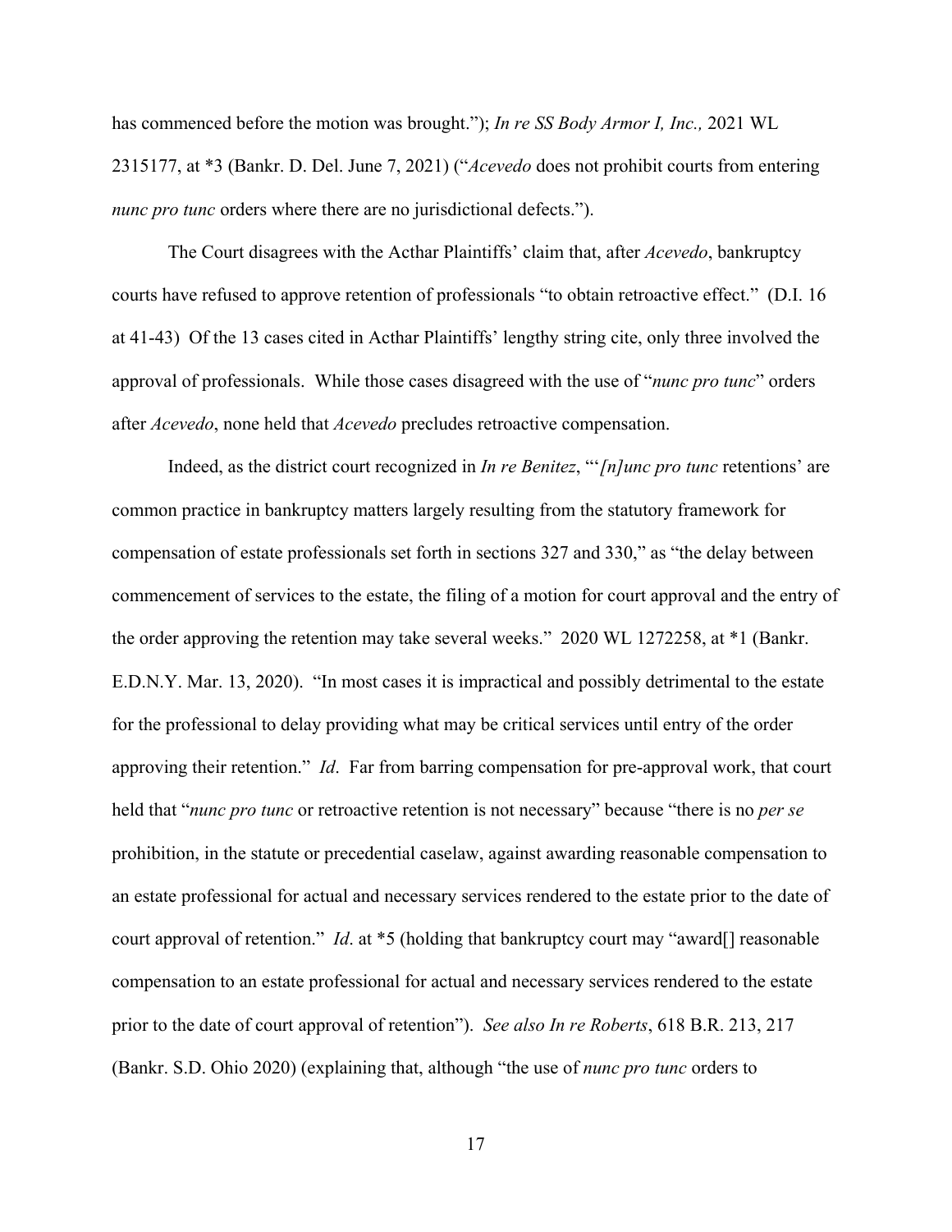has commenced before the motion was brought."); *In re SS Body Armor I, Inc.,* 2021 WL 2315177, at *3 (Bankr. D. Del. June 7, 2021) ("*Acevedo* does not prohibit courts from entering *nunc pro tunc* orders where there are no jurisdictional defects.").

The Court disagrees with the Acthar Plaintiffs' claim that, after *Acevedo*, bankruptcy courts have refused to approve retention of professionals "to obtain retroactive effect." (D.I. 16 at 41-43) Of the 13 cases cited in Acthar Plaintiffs' lengthy string cite, only three involved the approval of professionals. While those cases disagreed with the use of "*nunc pro tunc*" orders after *Acevedo*, none held that *Acevedo* precludes retroactive compensation.

Indeed, as the district court recognized in *In re Benitez*, "'*[n]unc pro tunc* retentions' are common practice in bankruptcy matters largely resulting from the statutory framework for compensation of estate professionals set forth in sections 327 and 330," as "the delay between commencement of services to the estate, the filing of a motion for court approval and the entry of the order approving the retention may take several weeks." 2020 WL 1272258, at *1 (Bankr. E.D.N.Y. Mar. 13, 2020). "In most cases it is impractical and possibly detrimental to the estate for the professional to delay providing what may be critical services until entry of the order approving their retention." *Id*. Far from barring compensation for pre-approval work, that court held that "*nunc pro tunc* or retroactive retention is not necessary" because "there is no *per se* prohibition, in the statute or precedential caselaw, against awarding reasonable compensation to an estate professional for actual and necessary services rendered to the estate prior to the date of court approval of retention." *Id*. at *5 (holding that bankruptcy court may "award[] reasonable compensation to an estate professional for actual and necessary services rendered to the estate prior to the date of court approval of retention"). *See also In re Roberts*, 618 B.R. 213, 217 (Bankr. S.D. Ohio 2020) (explaining that, although "the use of *nunc pro tunc* orders to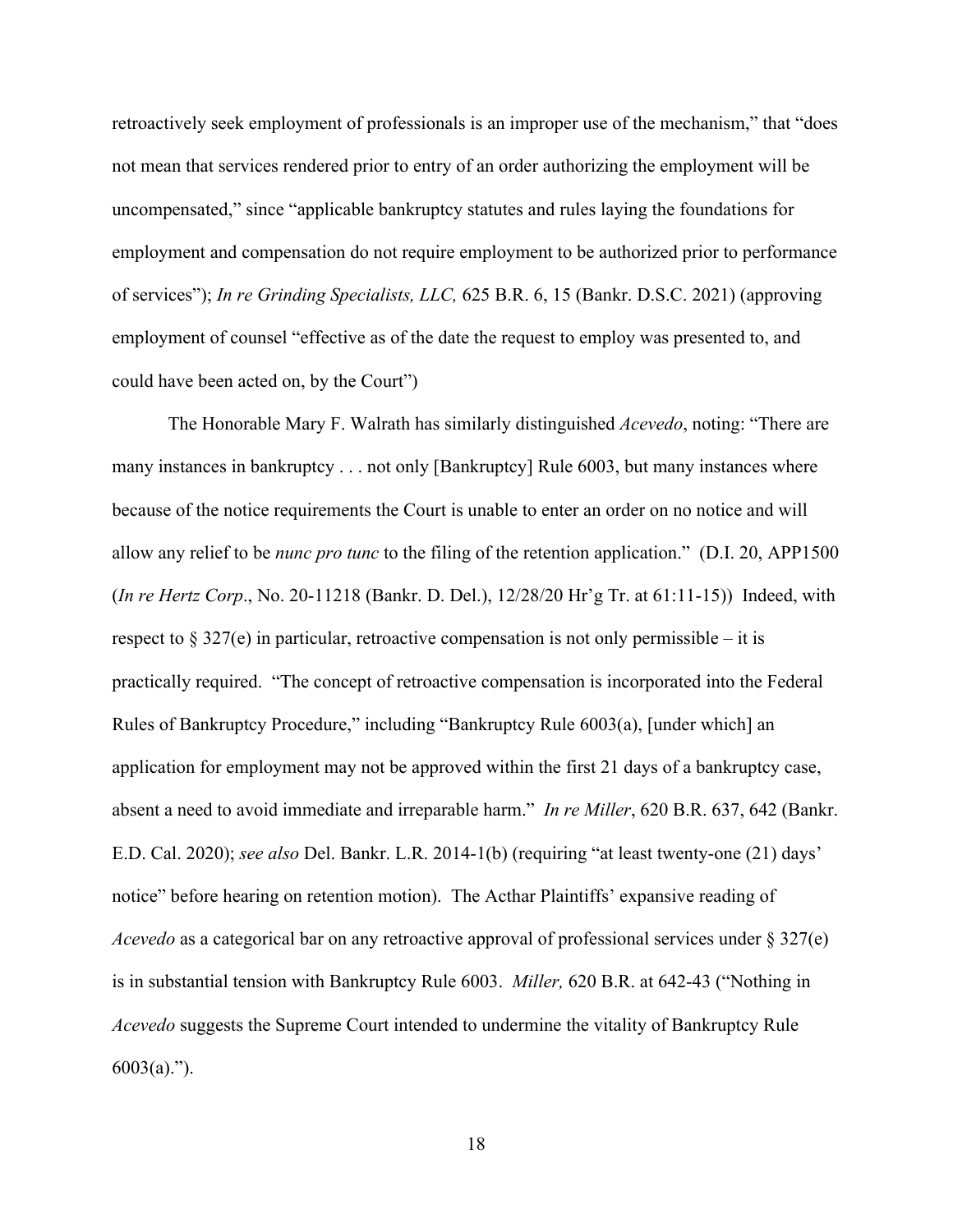retroactively seek employment of professionals is an improper use of the mechanism," that "does not mean that services rendered prior to entry of an order authorizing the employment will be uncompensated," since "applicable bankruptcy statutes and rules laying the foundations for employment and compensation do not require employment to be authorized prior to performance of services"); *In re Grinding Specialists, LLC,* 625 B.R. 6, 15 (Bankr. D.S.C. 2021) (approving employment of counsel "effective as of the date the request to employ was presented to, and could have been acted on, by the Court")

The Honorable Mary F. Walrath has similarly distinguished *Acevedo*, noting: "There are many instances in bankruptcy . . . not only [Bankruptcy] Rule 6003, but many instances where because of the notice requirements the Court is unable to enter an order on no notice and will allow any relief to be *nunc pro tunc* to the filing of the retention application." (D.I. 20, APP1500 (*In re Hertz Corp*., No. 20-11218 (Bankr. D. Del.), 12/28/20 Hr'g Tr. at 61:11-15)) Indeed, with respect to § 327(e) in particular, retroactive compensation is not only permissible – it is practically required. "The concept of retroactive compensation is incorporated into the Federal Rules of Bankruptcy Procedure," including "Bankruptcy Rule 6003(a), [under which] an application for employment may not be approved within the first 21 days of a bankruptcy case, absent a need to avoid immediate and irreparable harm." *In re Miller*, 620 B.R. 637, 642 (Bankr. E.D. Cal. 2020); *see also* Del. Bankr. L.R. 2014-1(b) (requiring "at least twenty-one (21) days' notice" before hearing on retention motion). The Acthar Plaintiffs' expansive reading of *Acevedo* as a categorical bar on any retroactive approval of professional services under § 327(e) is in substantial tension with Bankruptcy Rule 6003. *Miller,* 620 B.R. at 642-43 ("Nothing in *Acevedo* suggests the Supreme Court intended to undermine the vitality of Bankruptcy Rule 6003(a).").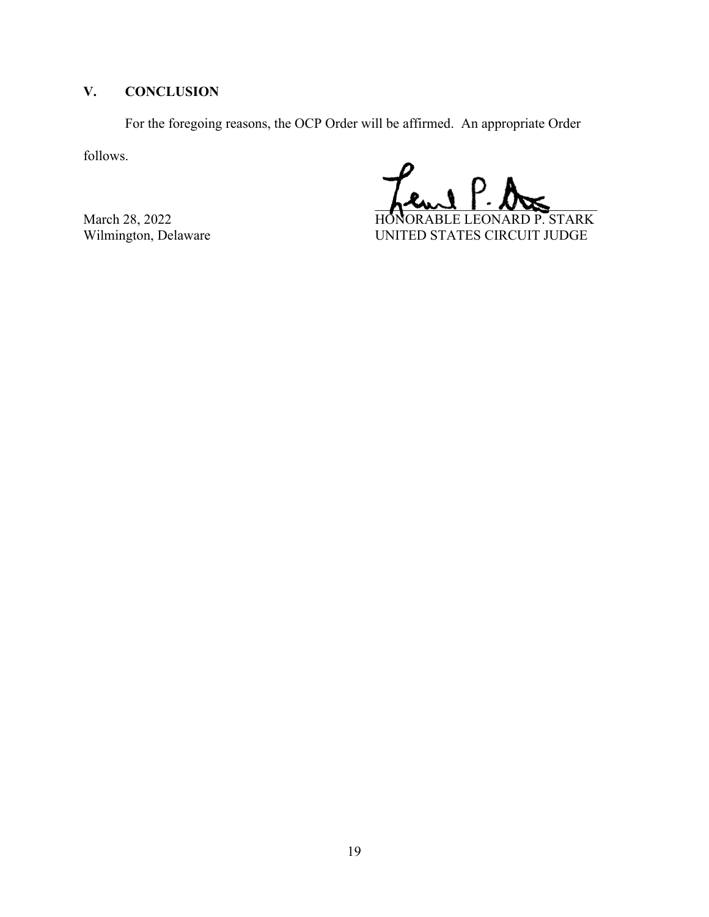## V. CONCLUSION

For the foregoing reasons, the OCP Order will be affirmed. An appropriate Order follows.

March 28, 2022
Wilmington, Delaware

HONORABLE LEONARD P. STARK
UNITED STATES CIRCUIT JUDGE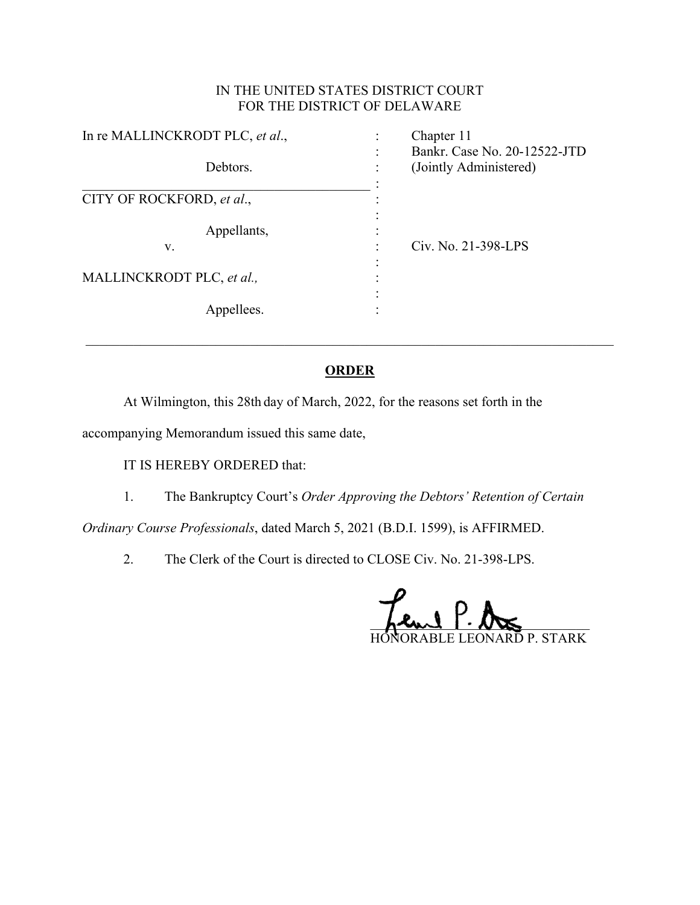IN THE UNITED STATES DISTRICT COURT
FOR THE DISTRICT OF DELAWARE

| | | |
|---|---|---|
| In re MALLINCKRODT PLC, *et al*., | : | Chapter 11 |
| | : | Bankr. Case No. 20-12522-JTD |
| Debtors. | : | (Jointly Administered) |
| | : | |
| CITY OF ROCKFORD, *et al*., | : | |
| | : | |
| Appellants, | : | |
| v. | : | Civ. No. 21-398-LPS |
| | : | |
| MALLINCKRODT PLC, *et al.,* | : | |
| | : | |
| Appellees. | : | |

## ORDER

At Wilmington, this 28th day of March, 2022, for the reasons set forth in the accompanying Memorandum issued this same date,

IT IS HEREBY ORDERED that:

1. The Bankruptcy Court's *Order Approving the Debtors' Retention of Certain Ordinary Course Professionals*, dated March 5, 2021 (B.D.I. 1599), is AFFIRMED.

2. The Clerk of the Court is directed to CLOSE Civ. No. 21-398-LPS.

HONORABLE LEONARD P. STARK